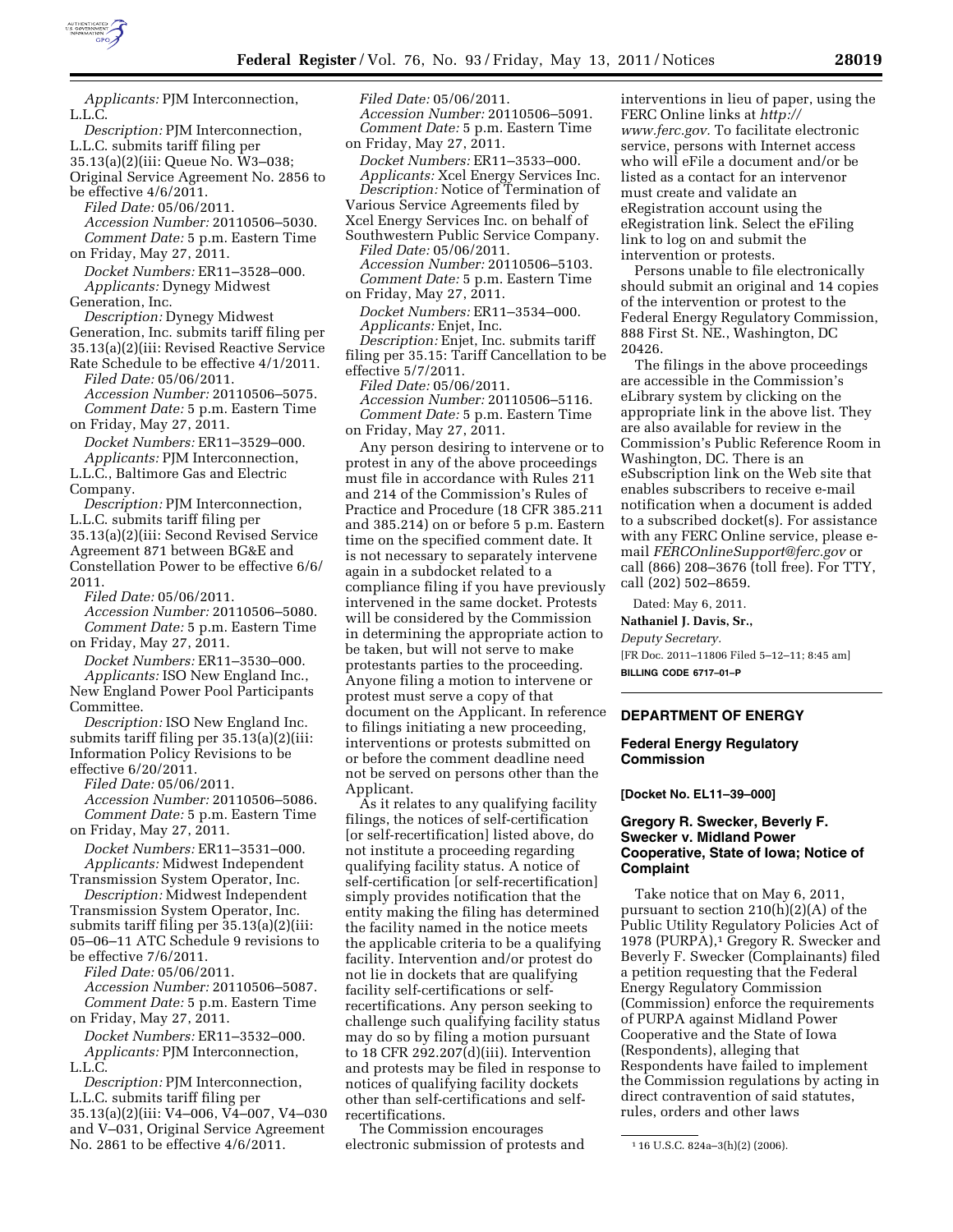*Applicants:* PJM Interconnection, L.L.C.

*Description:* PJM Interconnection, L.L.C. submits tariff filing per 35.13(a)(2)(iii: Queue No. W3–038; Original Service Agreement No. 2856 to be effective 4/6/2011.

*Filed Date:* 05/06/2011.

*Accession Number:* 20110506–5030.

*Comment Date:* 5 p.m. Eastern Time on Friday, May 27, 2011.

*Docket Numbers:* ER11–3528–000.

*Applicants:* Dynegy Midwest Generation, Inc.

*Description:* Dynegy Midwest Generation, Inc. submits tariff filing per 35.13(a)(2)(iii: Revised Reactive Service Rate Schedule to be effective 4/1/2011.

*Filed Date:* 05/06/2011.

*Accession Number:* 20110506–5075.

*Comment Date:* 5 p.m. Eastern Time on Friday, May 27, 2011.

*Docket Numbers:* ER11–3529–000.

*Applicants:* PJM Interconnection, L.L.C., Baltimore Gas and Electric Company.

*Description:* PJM Interconnection, L.L.C. submits tariff filing per 35.13(a)(2)(iii: Second Revised Service Agreement 871 between BG&E and Constellation Power to be effective 6/6/2011.

*Filed Date:* 05/06/2011.

*Accession Number:* 20110506–5080.

*Comment Date:* 5 p.m. Eastern Time on Friday, May 27, 2011.

*Docket Numbers:* ER11–3530–000.

*Applicants:* ISO New England Inc., New England Power Pool Participants Committee.

*Description:* ISO New England Inc. submits tariff filing per 35.13(a)(2)(iii: Information Policy Revisions to be effective 6/20/2011.

*Filed Date:* 05/06/2011.

*Accession Number:* 20110506–5086.

*Comment Date:* 5 p.m. Eastern Time on Friday, May 27, 2011.

*Docket Numbers:* ER11–3531–000.

*Applicants:* Midwest Independent Transmission System Operator, Inc.

*Description:* Midwest Independent Transmission System Operator, Inc. submits tariff filing per 35.13(a)(2)(iii: 05–06–11 ATC Schedule 9 revisions to be effective 7/6/2011.

*Filed Date:* 05/06/2011.

*Accession Number:* 20110506–5087.

*Comment Date:* 5 p.m. Eastern Time on Friday, May 27, 2011.

*Docket Numbers:* ER11–3532–000.

*Applicants:* PJM Interconnection, L.L.C.

*Description:* PJM Interconnection, L.L.C. submits tariff filing per 35.13(a)(2)(iii: V4–006, V4–007, V4–030 and V–031, Original Service Agreement No. 2861 to be effective 4/6/2011.

*Filed Date:* 05/06/2011.

*Accession Number:* 20110506–5091.

*Comment Date:* 5 p.m. Eastern Time on Friday, May 27, 2011.

*Docket Numbers:* ER11–3533–000.

*Applicants:* Xcel Energy Services Inc.

*Description:* Notice of Termination of Various Service Agreements filed by Xcel Energy Services Inc. on behalf of Southwestern Public Service Company.

*Filed Date:* 05/06/2011.

*Accession Number:* 20110506–5103.

*Comment Date:* 5 p.m. Eastern Time on Friday, May 27, 2011.

*Docket Numbers:* ER11–3534–000.

*Applicants:* Enjet, Inc.

*Description:* Enjet, Inc. submits tariff filing per 35.15: Tariff Cancellation to be effective 5/7/2011.

*Filed Date:* 05/06/2011.

*Accession Number:* 20110506–5116.

*Comment Date:* 5 p.m. Eastern Time on Friday, May 27, 2011.

Any person desiring to intervene or to protest in any of the above proceedings must file in accordance with Rules 211 and 214 of the Commission's Rules of Practice and Procedure (18 CFR 385.211 and 385.214) on or before 5 p.m. Eastern time on the specified comment date. It is not necessary to separately intervene again in a subdocket related to a compliance filing if you have previously intervened in the same docket. Protests will be considered by the Commission in determining the appropriate action to be taken, but will not serve to make protestants parties to the proceeding. Anyone filing a motion to intervene or protest must serve a copy of that document on the Applicant. In reference to filings initiating a new proceeding, interventions or protests submitted on or before the comment deadline need not be served on persons other than the Applicant.

As it relates to any qualifying facility filings, the notices of self-certification [or self-recertification] listed above, do not institute a proceeding regarding qualifying facility status. A notice of self-certification [or self-recertification] simply provides notification that the entity making the filing has determined the facility named in the notice meets the applicable criteria to be a qualifying facility. Intervention and/or protest do not lie in dockets that are qualifying facility self-certifications or self-recertifications. Any person seeking to challenge such qualifying facility status may do so by filing a motion pursuant to 18 CFR 292.207(d)(iii). Intervention and protests may be filed in response to notices of qualifying facility dockets other than self-certifications and self-recertifications.

The Commission encourages electronic submission of protests and interventions in lieu of paper, using the FERC Online links at *http://www.ferc.gov.* To facilitate electronic service, persons with Internet access who will eFile a document and/or be listed as a contact for an intervenor must create and validate an eRegistration account using the eRegistration link. Select the eFiling link to log on and submit the intervention or protests.

Persons unable to file electronically should submit an original and 14 copies of the intervention or protest to the Federal Energy Regulatory Commission, 888 First St. NE., Washington, DC 20426.

The filings in the above proceedings are accessible in the Commission's eLibrary system by clicking on the appropriate link in the above list. They are also available for review in the Commission's Public Reference Room in Washington, DC. There is an eSubscription link on the Web site that enables subscribers to receive e-mail notification when a document is added to a subscribed docket(s). For assistance with any FERC Online service, please e-mail *FERCOnlineSupport@ferc.gov* or call (866) 208–3676 (toll free). For TTY, call (202) 502–8659.

Dated: May 6, 2011.

**Nathaniel J. Davis, Sr.,**

*Deputy Secretary.*

[FR Doc. 2011–11806 Filed 5–12–11; 8:45 am]

**BILLING CODE 6717–01–P**

## DEPARTMENT OF ENERGY

### Federal Energy Regulatory Commission

**[Docket No. EL11–39–000]**

### Gregory R. Swecker, Beverly F. Swecker v. Midland Power Cooperative, State of Iowa; Notice of Complaint

Take notice that on May 6, 2011, pursuant to section 210(h)(2)(A) of the Public Utility Regulatory Policies Act of 1978 (PURPA),[1] Gregory R. Swecker and Beverly F. Swecker (Complainants) filed a petition requesting that the Federal Energy Regulatory Commission (Commission) enforce the requirements of PURPA against Midland Power Cooperative and the State of Iowa (Respondents), alleging that Respondents have failed to implement the Commission regulations by acting in direct contravention of said statutes, rules, orders and other laws

[1] 16 U.S.C. 824a–3(h)(2) (2006).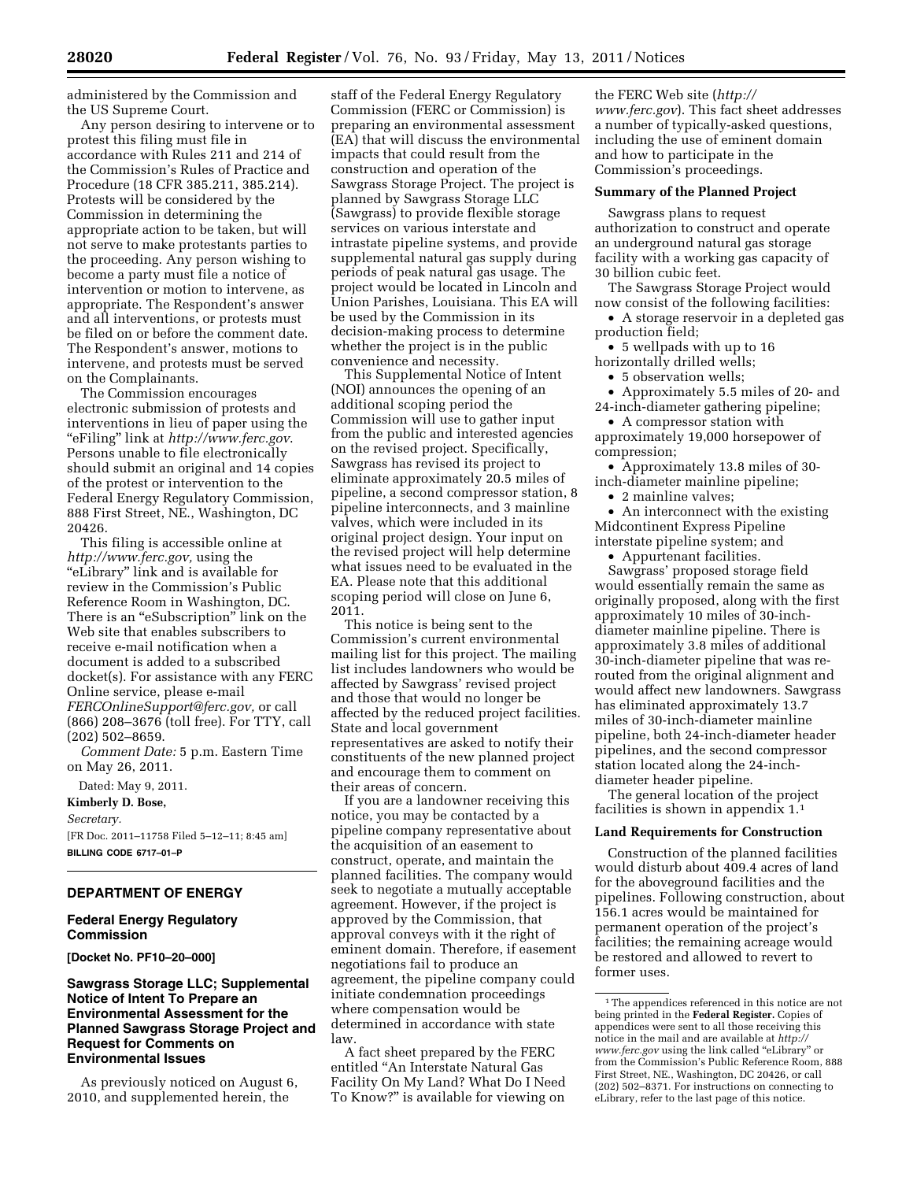administered by the Commission and the US Supreme Court.

Any person desiring to intervene or to protest this filing must file in accordance with Rules 211 and 214 of the Commission's Rules of Practice and Procedure (18 CFR 385.211, 385.214). Protests will be considered by the Commission in determining the appropriate action to be taken, but will not serve to make protestants parties to the proceeding. Any person wishing to become a party must file a notice of intervention or motion to intervene, as appropriate. The Respondent's answer and all interventions, or protests must be filed on or before the comment date. The Respondent's answer, motions to intervene, and protests must be served on the Complainants.

The Commission encourages electronic submission of protests and interventions in lieu of paper using the "eFiling" link at *http://www.ferc.gov*. Persons unable to file electronically should submit an original and 14 copies of the protest or intervention to the Federal Energy Regulatory Commission, 888 First Street, NE., Washington, DC 20426.

This filing is accessible online at *http://www.ferc.gov*, using the "eLibrary" link and is available for review in the Commission's Public Reference Room in Washington, DC. There is an "eSubscription" link on the Web site that enables subscribers to receive e-mail notification when a document is added to a subscribed docket(s). For assistance with any FERC Online service, please e-mail *FERCOnlineSupport@ferc.gov*, or call (866) 208–3676 (toll free). For TTY, call (202) 502–8659.

*Comment Date:* 5 p.m. Eastern Time on May 26, 2011.

Dated: May 9, 2011.

**Kimberly D. Bose,**

*Secretary.*

[FR Doc. 2011–11758 Filed 5–12–11; 8:45 am]

**BILLING CODE 6717–01–P**

## DEPARTMENT OF ENERGY

### Federal Energy Regulatory Commission

**[Docket No. PF10–20–000]**

### Sawgrass Storage LLC; Supplemental Notice of Intent To Prepare an Environmental Assessment for the Planned Sawgrass Storage Project and Request for Comments on Environmental Issues

As previously noticed on August 6, 2010, and supplemented herein, the staff of the Federal Energy Regulatory Commission (FERC or Commission) is preparing an environmental assessment (EA) that will discuss the environmental impacts that could result from the construction and operation of the Sawgrass Storage Project. The project is planned by Sawgrass Storage LLC (Sawgrass) to provide flexible storage services on various interstate and intrastate pipeline systems, and provide supplemental natural gas supply during periods of peak natural gas usage. The project would be located in Lincoln and Union Parishes, Louisiana. This EA will be used by the Commission in its decision-making process to determine whether the project is in the public convenience and necessity.

This Supplemental Notice of Intent (NOI) announces the opening of an additional scoping period the Commission will use to gather input from the public and interested agencies on the revised project. Specifically, Sawgrass has revised its project to eliminate approximately 20.5 miles of pipeline, a second compressor station, 8 pipeline interconnects, and 3 mainline valves, which were included in its original project design. Your input on the revised project will help determine what issues need to be evaluated in the EA. Please note that this additional scoping period will close on June 6, 2011.

This notice is being sent to the Commission's current environmental mailing list for this project. The mailing list includes landowners who would be affected by Sawgrass' revised project and those that would no longer be affected by the reduced project facilities. State and local government representatives are asked to notify their constituents of the new planned project and encourage them to comment on their areas of concern.

If you are a landowner receiving this notice, you may be contacted by a pipeline company representative about the acquisition of an easement to construct, operate, and maintain the planned facilities. The company would seek to negotiate a mutually acceptable agreement. However, if the project is approved by the Commission, that approval conveys with it the right of eminent domain. Therefore, if easement negotiations fail to produce an agreement, the pipeline company could initiate condemnation proceedings where compensation would be determined in accordance with state law.

A fact sheet prepared by the FERC entitled "An Interstate Natural Gas Facility On My Land? What Do I Need To Know?" is available for viewing on the FERC Web site (*http://www.ferc.gov*). This fact sheet addresses a number of typically-asked questions, including the use of eminent domain and how to participate in the Commission's proceedings.

#### Summary of the Planned Project

Sawgrass plans to request authorization to construct and operate an underground natural gas storage facility with a working gas capacity of 30 billion cubic feet.

The Sawgrass Storage Project would now consist of the following facilities:

- A storage reservoir in a depleted gas production field;
- 5 wellpads with up to 16 horizontally drilled wells;
- 5 observation wells;
- Approximately 5.5 miles of 20- and 24-inch-diameter gathering pipeline;
- A compressor station with approximately 19,000 horsepower of compression;
- Approximately 13.8 miles of 30-inch-diameter mainline pipeline;
- 2 mainline valves;
- An interconnect with the existing Midcontinent Express Pipeline interstate pipeline system; and
- Appurtenant facilities.

Sawgrass' proposed storage field would essentially remain the same as originally proposed, along with the first approximately 10 miles of 30-inch-diameter mainline pipeline. There is approximately 3.8 miles of additional 30-inch-diameter pipeline that was re-routed from the original alignment and would affect new landowners. Sawgrass has eliminated approximately 13.7 miles of 30-inch-diameter mainline pipeline, both 24-inch-diameter header pipelines, and the second compressor station located along the 24-inch-diameter header pipeline.

The general location of the project facilities is shown in appendix 1.[1]

#### Land Requirements for Construction

Construction of the planned facilities would disturb about 409.4 acres of land for the aboveground facilities and the pipelines. Following construction, about 156.1 acres would be maintained for permanent operation of the project's facilities; the remaining acreage would be restored and allowed to revert to former uses.

[1] The appendices referenced in this notice are not being printed in the **Federal Register.** Copies of appendices were sent to all those receiving this notice in the mail and are available at *http://www.ferc.gov* using the link called "eLibrary" or from the Commission's Public Reference Room, 888 First Street, NE., Washington, DC 20426, or call (202) 502–8371. For instructions on connecting to eLibrary, refer to the last page of this notice.